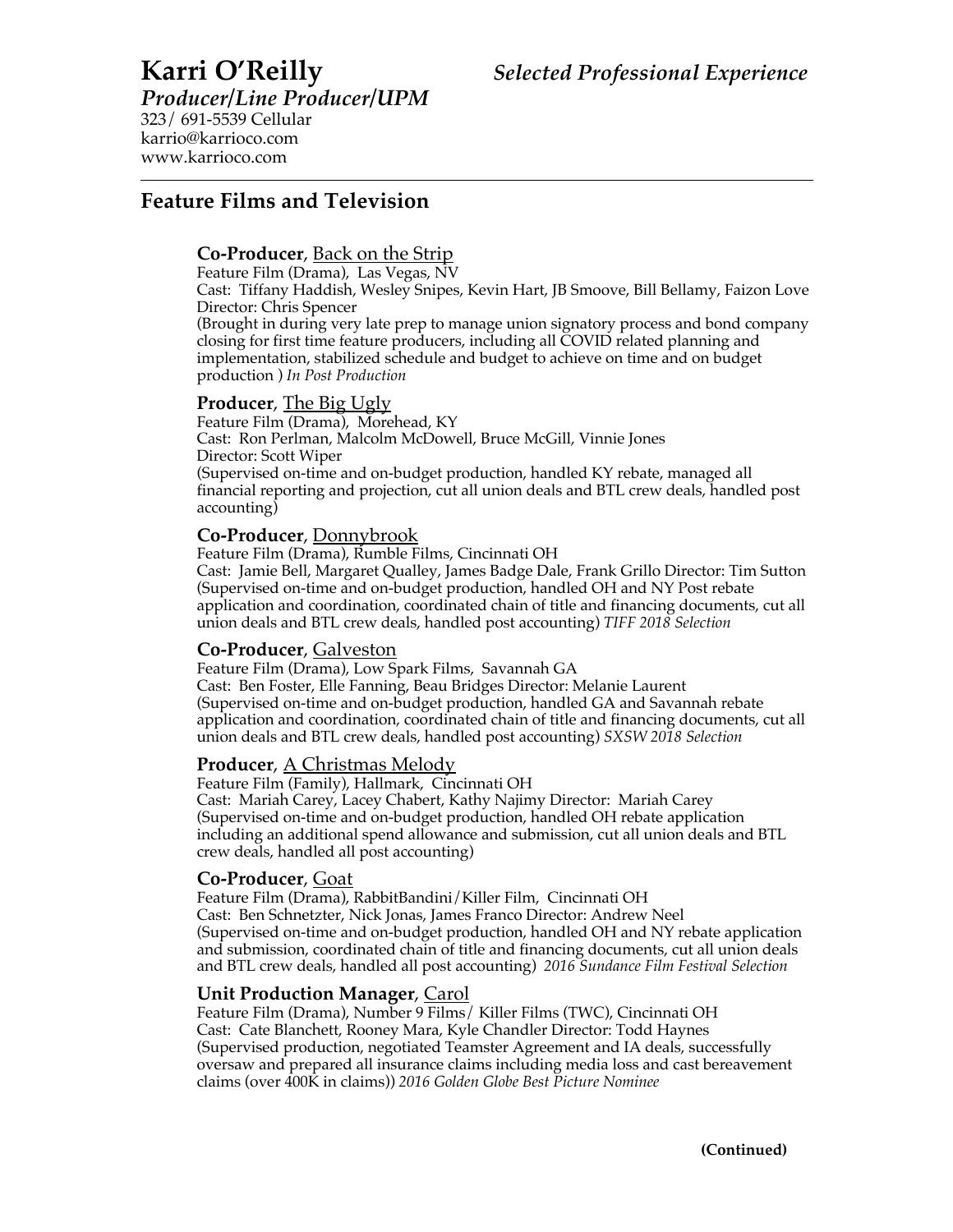# Karri O'Reilly

***Selected Professional Experience***

***Producer/Line Producer/UPM***

323/ 691-5539 Cellular
karrio@karrioco.com
www.karrioco.com

---

## Feature Films and Television

**Co-Producer**, Back on the Strip
Feature Film (Drama), Las Vegas, NV
Cast: Tiffany Haddish, Wesley Snipes, Kevin Hart, JB Smoove, Bill Bellamy, Faizon Love
Director: Chris Spencer
(Brought in during very late prep to manage union signatory process and bond company closing for first time feature producers, including all COVID related planning and implementation, stabilized schedule and budget to achieve on time and on budget production ) *In Post Production*

**Producer**, The Big Ugly
Feature Film (Drama), Morehead, KY
Cast: Ron Perlman, Malcolm McDowell, Bruce McGill, Vinnie Jones
Director: Scott Wiper
(Supervised on-time and on-budget production, handled KY rebate, managed all financial reporting and projection, cut all union deals and BTL crew deals, handled post accounting)

**Co-Producer**, Donnybrook
Feature Film (Drama), Rumble Films, Cincinnati OH
Cast: Jamie Bell, Margaret Qualley, James Badge Dale, Frank Grillo Director: Tim Sutton
(Supervised on-time and on-budget production, handled OH and NY Post rebate application and coordination, coordinated chain of title and financing documents, cut all union deals and BTL crew deals, handled post accounting) *TIFF 2018 Selection*

**Co-Producer**, Galveston
Feature Film (Drama), Low Spark Films, Savannah GA
Cast: Ben Foster, Elle Fanning, Beau Bridges Director: Melanie Laurent
(Supervised on-time and on-budget production, handled GA and Savannah rebate application and coordination, coordinated chain of title and financing documents, cut all union deals and BTL crew deals, handled post accounting) *SXSW 2018 Selection*

**Producer**, A Christmas Melody
Feature Film (Family), Hallmark, Cincinnati OH
Cast: Mariah Carey, Lacey Chabert, Kathy Najimy Director: Mariah Carey
(Supervised on-time and on-budget production, handled OH rebate application including an additional spend allowance and submission, cut all union deals and BTL crew deals, handled all post accounting)

**Co-Producer**, Goat
Feature Film (Drama), RabbitBandini/Killer Film, Cincinnati OH
Cast: Ben Schnetzter, Nick Jonas, James Franco Director: Andrew Neel
(Supervised on-time and on-budget production, handled OH and NY rebate application and submission, coordinated chain of title and financing documents, cut all union deals and BTL crew deals, handled all post accounting) *2016 Sundance Film Festival Selection*

**Unit Production Manager**, Carol
Feature Film (Drama), Number 9 Films/ Killer Films (TWC), Cincinnati OH
Cast: Cate Blanchett, Rooney Mara, Kyle Chandler Director: Todd Haynes
(Supervised production, negotiated Teamster Agreement and IA deals, successfully oversaw and prepared all insurance claims including media loss and cast bereavement claims (over 400K in claims)) *2016 Golden Globe Best Picture Nominee*

**(Continued)**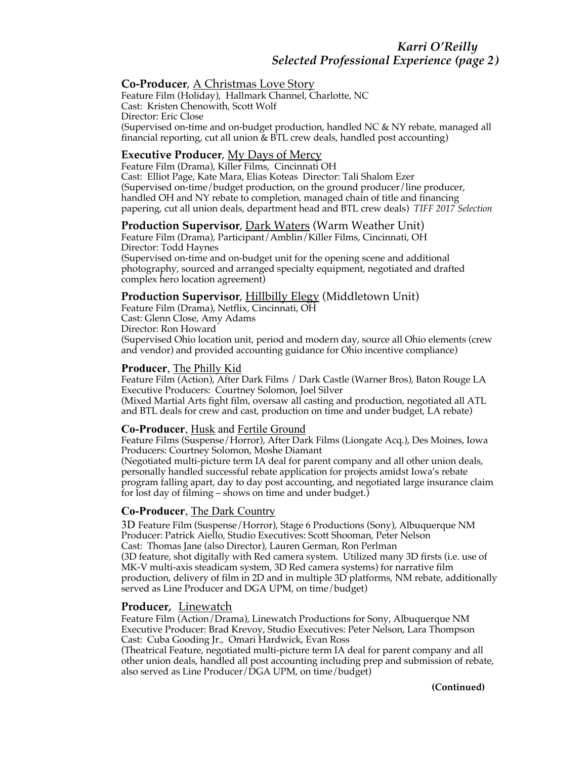**Co-Producer**, A Christmas Love Story
Feature Film (Holiday), Hallmark Channel, Charlotte, NC
Cast: Kristen Chenowith, Scott Wolf
Director: Eric Close
(Supervised on-time and on-budget production, handled NC & NY rebate, managed all financial reporting, cut all union & BTL crew deals, handled post accounting)

**Executive Producer**, My Days of Mercy
Feature Film (Drama), Killer Films, Cincinnati OH
Cast: Elliot Page, Kate Mara, Elias Koteas Director: Tali Shalom Ezer
(Supervised on-time/budget production, on the ground producer/line producer, handled OH and NY rebate to completion, managed chain of title and financing papering, cut all union deals, department head and BTL crew deals) *TIFF 2017 Selection*

**Production Supervisor**, Dark Waters (Warm Weather Unit)
Feature Film (Drama), Participant/Amblin/Killer Films, Cincinnati, OH
Director: Todd Haynes
(Supervised on-time and on-budget unit for the opening scene and additional photography, sourced and arranged specialty equipment, negotiated and drafted complex hero location agreement)

**Production Supervisor**, Hillbilly Elegy (Middletown Unit)
Feature Film (Drama), Netflix, Cincinnati, OH
Cast: Glenn Close, Amy Adams
Director: Ron Howard
(Supervised Ohio location unit, period and modern day, source all Ohio elements (crew and vendor) and provided accounting guidance for Ohio incentive compliance)

**Producer**, The Philly Kid
Feature Film (Action), After Dark Films / Dark Castle (Warner Bros), Baton Rouge LA
Executive Producers: Courtney Solomon, Joel Silver
(Mixed Martial Arts fight film, oversaw all casting and production, negotiated all ATL and BTL deals for crew and cast, production on time and under budget, LA rebate)

**Co-Producer**, Husk and Fertile Ground
Feature Films (Suspense/Horror), After Dark Films (Liongate Acq.), Des Moines, Iowa
Producers: Courtney Solomon, Moshe Diamant
(Negotiated multi-picture term IA deal for parent company and all other union deals, personally handled successful rebate application for projects amidst Iowa's rebate program falling apart, day to day post accounting, and negotiated large insurance claim for lost day of filming – shows on time and under budget.)

**Co-Producer**, The Dark Country
3D Feature Film (Suspense/Horror), Stage 6 Productions (Sony), Albuquerque NM
Producer: Patrick Aiello, Studio Executives: Scott Shooman, Peter Nelson
Cast: Thomas Jane (also Director), Lauren German, Ron Perlman
(3D feature, shot digitally with Red camera system. Utilized many 3D firsts (i.e. use of MK-V multi-axis steadicam system, 3D Red camera systems) for narrative film production, delivery of film in 2D and in multiple 3D platforms, NM rebate, additionally served as Line Producer and DGA UPM, on time/budget)

**Producer**, Linewatch
Feature Film (Action/Drama), Linewatch Productions for Sony, Albuquerque NM
Executive Producer: Brad Krevoy, Studio Executives: Peter Nelson, Lara Thompson
Cast: Cuba Gooding Jr., Omari Hardwick, Evan Ross
(Theatrical Feature, negotiated multi-picture term IA deal for parent company and all other union deals, handled all post accounting including prep and submission of rebate, also served as Line Producer/DGA UPM, on time/budget)

**(Continued)**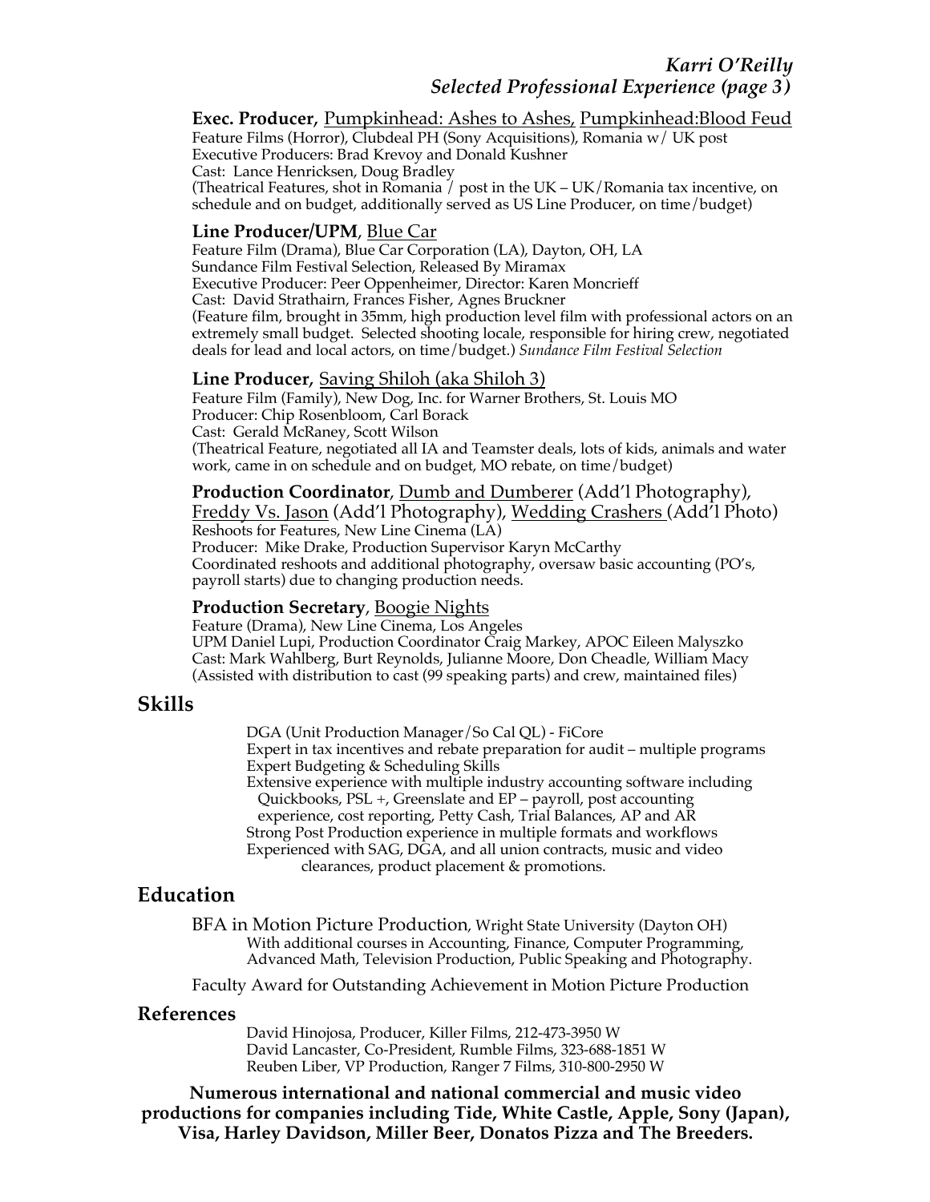**Exec. Producer,** Pumpkinhead: Ashes to Ashes, Pumpkinhead:Blood Feud
Feature Films (Horror), Clubdeal PH (Sony Acquisitions), Romania w/ UK post
Executive Producers: Brad Krevoy and Donald Kushner
Cast: Lance Henricksen, Doug Bradley
(Theatrical Features, shot in Romania / post in the UK – UK/Romania tax incentive, on schedule and on budget, additionally served as US Line Producer, on time/budget)

**Line Producer/UPM**, Blue Car
Feature Film (Drama), Blue Car Corporation (LA), Dayton, OH, LA
Sundance Film Festival Selection, Released By Miramax
Executive Producer: Peer Oppenheimer, Director: Karen Moncrieff
Cast: David Strathairn, Frances Fisher, Agnes Bruckner
(Feature film, brought in 35mm, high production level film with professional actors on an extremely small budget. Selected shooting locale, responsible for hiring crew, negotiated deals for lead and local actors, on time/budget.) *Sundance Film Festival Selection*

**Line Producer,** Saving Shiloh (aka Shiloh 3)
Feature Film (Family), New Dog, Inc. for Warner Brothers, St. Louis MO
Producer: Chip Rosenbloom, Carl Borack
Cast: Gerald McRaney, Scott Wilson
(Theatrical Feature, negotiated all IA and Teamster deals, lots of kids, animals and water work, came in on schedule and on budget, MO rebate, on time/budget)

**Production Coordinator**, Dumb and Dumberer (Add'l Photography), Freddy Vs. Jason (Add'l Photography), Wedding Crashers (Add'l Photo)
Reshoots for Features, New Line Cinema (LA)
Producer: Mike Drake, Production Supervisor Karyn McCarthy
Coordinated reshoots and additional photography, oversaw basic accounting (PO's, payroll starts) due to changing production needs.

**Production Secretary**, Boogie Nights
Feature (Drama), New Line Cinema, Los Angeles
UPM Daniel Lupi, Production Coordinator Craig Markey, APOC Eileen Malyszko
Cast: Mark Wahlberg, Burt Reynolds, Julianne Moore, Don Cheadle, William Macy
(Assisted with distribution to cast (99 speaking parts) and crew, maintained files)

## Skills

DGA (Unit Production Manager/So Cal QL) - FiCore
Expert in tax incentives and rebate preparation for audit – multiple programs
Expert Budgeting & Scheduling Skills
Extensive experience with multiple industry accounting software including Quickbooks, PSL +, Greenslate and EP – payroll, post accounting experience, cost reporting, Petty Cash, Trial Balances, AP and AR
Strong Post Production experience in multiple formats and workflows
Experienced with SAG, DGA, and all union contracts, music and video clearances, product placement & promotions.

## Education

BFA in Motion Picture Production, Wright State University (Dayton OH)
With additional courses in Accounting, Finance, Computer Programming, Advanced Math, Television Production, Public Speaking and Photography.

Faculty Award for Outstanding Achievement in Motion Picture Production

## References

David Hinojosa, Producer, Killer Films, 212-473-3950 W
David Lancaster, Co-President, Rumble Films, 323-688-1851 W
Reuben Liber, VP Production, Ranger 7 Films, 310-800-2950 W

**Numerous international and national commercial and music video productions for companies including Tide, White Castle, Apple, Sony (Japan), Visa, Harley Davidson, Miller Beer, Donatos Pizza and The Breeders.**